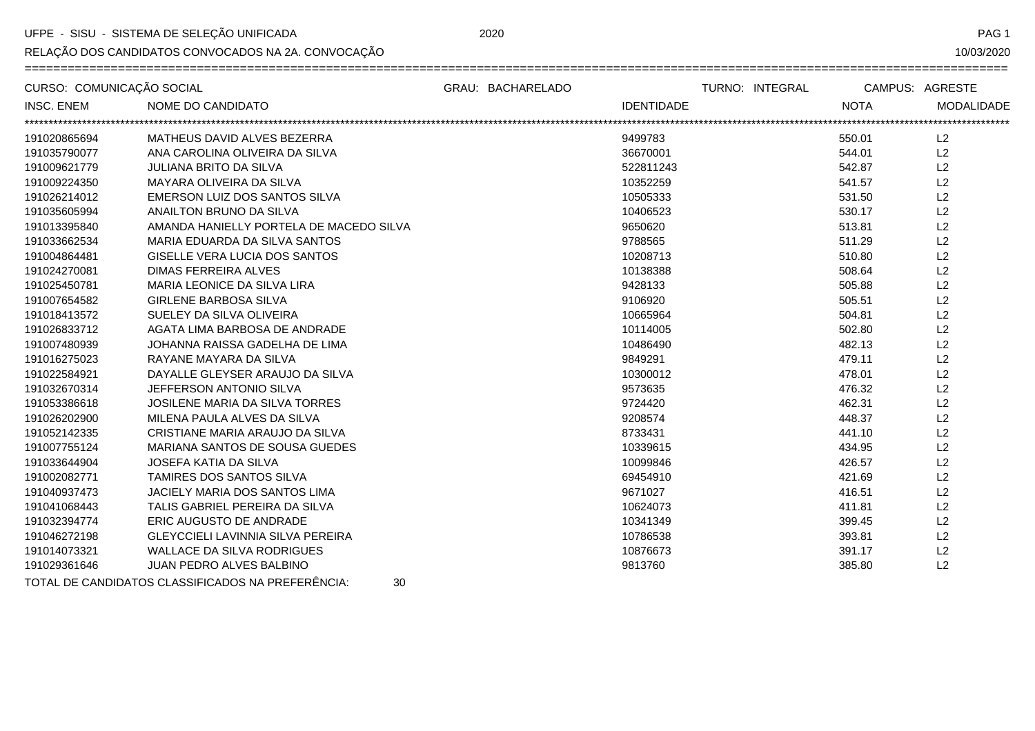UFPE - SISU - SISTEMA DE SELEÇÃO UNIFICADA 2020

RELAÇÃO DOS CANDIDATOS CONVOCADOS NA 2A. CONVOCAÇÃO 10/03/2020

CURSO: COMUNICAÇÃO SOCIAL GRAU: BACHARELADO TURNO: INTEGRAL CAMPUS: AGRESTE

| INSC. ENEM | NOME DO CANDIDATO | IDENTIDADE | NOTA | MODALIDADE |
|---|---|---|---|---|
| 191020865694 | MATHEUS DAVID ALVES BEZERRA | 9499783 | 550.01 | L2 |
| 191035790077 | ANA CAROLINA OLIVEIRA DA SILVA | 36670001 | 544.01 | L2 |
| 191009621779 | JULIANA BRITO DA SILVA | 522811243 | 542.87 | L2 |
| 191009224350 | MAYARA OLIVEIRA DA SILVA | 10352259 | 541.57 | L2 |
| 191026214012 | EMERSON LUIZ DOS SANTOS SILVA | 10505333 | 531.50 | L2 |
| 191035605994 | ANAILTON BRUNO DA SILVA | 10406523 | 530.17 | L2 |
| 191013395840 | AMANDA HANIELLY PORTELA DE MACEDO SILVA | 9650620 | 513.81 | L2 |
| 191033662534 | MARIA EDUARDA DA SILVA SANTOS | 9788565 | 511.29 | L2 |
| 191004864481 | GISELLE VERA LUCIA DOS SANTOS | 10208713 | 510.80 | L2 |
| 191024270081 | DIMAS FERREIRA ALVES | 10138388 | 508.64 | L2 |
| 191025450781 | MARIA LEONICE DA SILVA LIRA | 9428133 | 505.88 | L2 |
| 191007654582 | GIRLENE BARBOSA SILVA | 9106920 | 505.51 | L2 |
| 191018413572 | SUELEY DA SILVA OLIVEIRA | 10665964 | 504.81 | L2 |
| 191026833712 | AGATA LIMA BARBOSA DE ANDRADE | 10114005 | 502.80 | L2 |
| 191007480939 | JOHANNA RAISSA GADELHA DE LIMA | 10486490 | 482.13 | L2 |
| 191016275023 | RAYANE MAYARA DA SILVA | 9849291 | 479.11 | L2 |
| 191022584921 | DAYALLE GLEYSER ARAUJO DA SILVA | 10300012 | 478.01 | L2 |
| 191032670314 | JEFFERSON ANTONIO SILVA | 9573635 | 476.32 | L2 |
| 191053386618 | JOSILENE MARIA DA SILVA TORRES | 9724420 | 462.31 | L2 |
| 191026202900 | MILENA PAULA ALVES DA SILVA | 9208574 | 448.37 | L2 |
| 191052142335 | CRISTIANE MARIA ARAUJO DA SILVA | 8733431 | 441.10 | L2 |
| 191007755124 | MARIANA SANTOS DE SOUSA GUEDES | 10339615 | 434.95 | L2 |
| 191033644904 | JOSEFA KATIA DA SILVA | 10099846 | 426.57 | L2 |
| 191002082771 | TAMIRES DOS SANTOS SILVA | 69454910 | 421.69 | L2 |
| 191040937473 | JACIELY MARIA DOS SANTOS LIMA | 9671027 | 416.51 | L2 |
| 191041068443 | TALIS GABRIEL PEREIRA DA SILVA | 10624073 | 411.81 | L2 |
| 191032394774 | ERIC AUGUSTO DE ANDRADE | 10341349 | 399.45 | L2 |
| 191046272198 | GLEYCCIELI LAVINNIA SILVA PEREIRA | 10786538 | 393.81 | L2 |
| 191014073321 | WALLACE DA SILVA RODRIGUES | 10876673 | 391.17 | L2 |
| 191029361646 | JUAN PEDRO ALVES BALBINO | 9813760 | 385.80 | L2 |

TOTAL DE CANDIDATOS CLASSIFICADOS NA PREFERÊNCIA: 30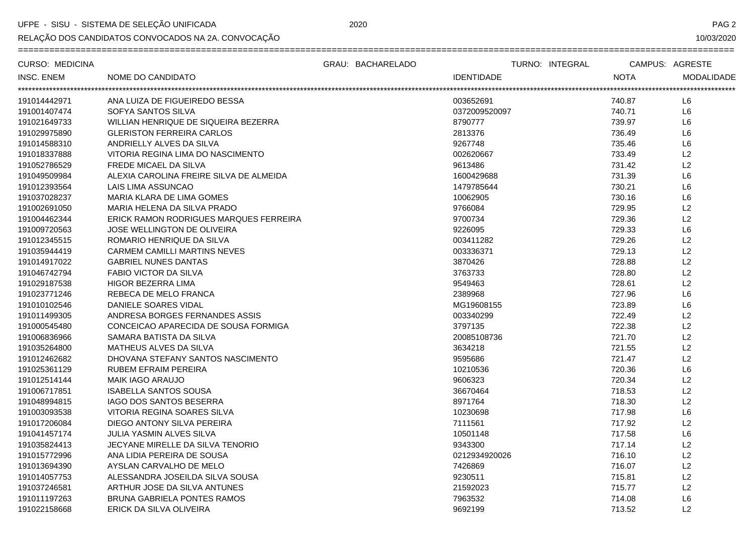UFPE - SISU - SISTEMA DE SELEÇÃO UNIFICADA 2020

RELAÇÃO DOS CANDIDATOS CONVOCADOS NA 2A. CONVOCAÇÃO 10/03/2020

CURSO: MEDICINA GRAU: BACHARELADO TURNO: INTEGRAL CAMPUS: AGRESTE

| INSC. ENEM | NOME DO CANDIDATO | IDENTIDADE | NOTA | MODALIDADE |
|---|---|---|---|---|
| 191014442971 | ANA LUIZA DE FIGUEIREDO BESSA | 003652691 | 740.87 | L6 |
| 191001407474 | SOFYA SANTOS SILVA | 0372009520097 | 740.71 | L6 |
| 191021649733 | WILLIAN HENRIQUE DE SIQUEIRA BEZERRA | 8790777 | 739.97 | L6 |
| 191029975890 | GLERISTON FERREIRA CARLOS | 2813376 | 736.49 | L6 |
| 191014588310 | ANDRIELLY ALVES DA SILVA | 9267748 | 735.46 | L6 |
| 191018337888 | VITORIA REGINA LIMA DO NASCIMENTO | 002620667 | 733.49 | L2 |
| 191052786529 | FREDE MICAEL DA SILVA | 9613486 | 731.42 | L2 |
| 191049509984 | ALEXIA CAROLINA FREIRE SILVA DE ALMEIDA | 1600429688 | 731.39 | L6 |
| 191012393564 | LAIS LIMA ASSUNCAO | 1479785644 | 730.21 | L6 |
| 191037028237 | MARIA KLARA DE LIMA GOMES | 10062905 | 730.16 | L6 |
| 191002691050 | MARIA HELENA DA SILVA PRADO | 9766084 | 729.95 | L2 |
| 191004462344 | ERICK RAMON RODRIGUES MARQUES FERREIRA | 9700734 | 729.36 | L2 |
| 191009720563 | JOSE WELLINGTON DE OLIVEIRA | 9226095 | 729.33 | L6 |
| 191012345515 | ROMARIO HENRIQUE DA SILVA | 003411282 | 729.26 | L2 |
| 191035944419 | CARMEM CAMILLI MARTINS NEVES | 003336371 | 729.13 | L2 |
| 191014917022 | GABRIEL NUNES DANTAS | 3870426 | 728.88 | L2 |
| 191046742794 | FABIO VICTOR DA SILVA | 3763733 | 728.80 | L2 |
| 191029187538 | HIGOR BEZERRA LIMA | 9549463 | 728.61 | L2 |
| 191023771246 | REBECA DE MELO FRANCA | 2389968 | 727.96 | L6 |
| 191010102546 | DANIELE SOARES VIDAL | MG19608155 | 723.89 | L6 |
| 191011499305 | ANDRESA BORGES FERNANDES ASSIS | 003340299 | 722.49 | L2 |
| 191000545480 | CONCEICAO APARECIDA DE SOUSA FORMIGA | 3797135 | 722.38 | L2 |
| 191006836966 | SAMARA BATISTA DA SILVA | 20085108736 | 721.70 | L2 |
| 191035264800 | MATHEUS ALVES DA SILVA | 3634218 | 721.55 | L2 |
| 191012462682 | DHOVANA STEFANY SANTOS NASCIMENTO | 9595686 | 721.47 | L2 |
| 191025361129 | RUBEM EFRAIM PEREIRA | 10210536 | 720.36 | L6 |
| 191012514144 | MAIK IAGO ARAUJO | 9606323 | 720.34 | L2 |
| 191006717851 | ISABELLA SANTOS SOUSA | 36670464 | 718.53 | L2 |
| 191048994815 | IAGO DOS SANTOS BESERRA | 8971764 | 718.30 | L2 |
| 191003093538 | VITORIA REGINA SOARES SILVA | 10230698 | 717.98 | L6 |
| 191017206084 | DIEGO ANTONY SILVA PEREIRA | 7111561 | 717.92 | L2 |
| 191041457174 | JULIA YASMIN ALVES SILVA | 10501148 | 717.58 | L6 |
| 191035824413 | JECYANE MIRELLE DA SILVA TENORIO | 9343300 | 717.14 | L2 |
| 191015772996 | ANA LIDIA PEREIRA DE SOUSA | 0212934920026 | 716.10 | L2 |
| 191013694390 | AYSLAN CARVALHO DE MELO | 7426869 | 716.07 | L2 |
| 191014057753 | ALESSANDRA JOSEILDA SILVA SOUSA | 9230511 | 715.81 | L2 |
| 191037246581 | ARTHUR JOSE DA SILVA ANTUNES | 21592023 | 715.77 | L2 |
| 191011197263 | BRUNA GABRIELA PONTES RAMOS | 7963532 | 714.08 | L6 |
| 191022158668 | ERICK DA SILVA OLIVEIRA | 9692199 | 713.52 | L2 |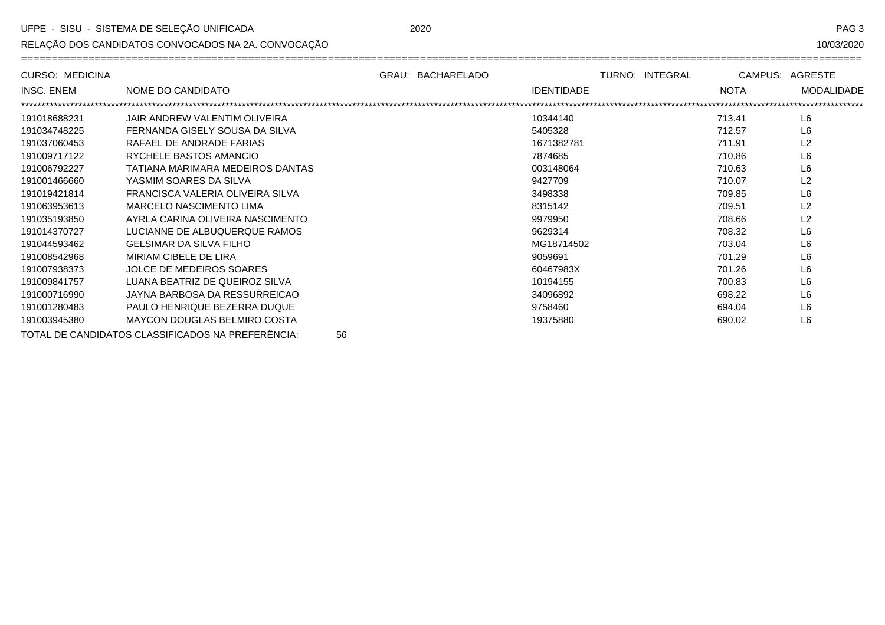CURSO: MEDICINA GRAU: BACHARELADO TURNO: INTEGRAL CAMPUS: AGRESTE

| INSC. ENEM | NOME DO CANDIDATO | IDENTIDADE | NOTA | MODALIDADE |
|---|---|---|---|---|
| 191018688231 | JAIR ANDREW VALENTIM OLIVEIRA | 10344140 | 713.41 | L6 |
| 191034748225 | FERNANDA GISELY SOUSA DA SILVA | 5405328 | 712.57 | L6 |
| 191037060453 | RAFAEL DE ANDRADE FARIAS | 1671382781 | 711.91 | L2 |
| 191009717122 | RYCHELE BASTOS AMANCIO | 7874685 | 710.86 | L6 |
| 191006792227 | TATIANA MARIMARA MEDEIROS DANTAS | 003148064 | 710.63 | L6 |
| 191001466660 | YASMIM SOARES DA SILVA | 9427709 | 710.07 | L2 |
| 191019421814 | FRANCISCA VALERIA OLIVEIRA SILVA | 3498338 | 709.85 | L6 |
| 191063953613 | MARCELO NASCIMENTO LIMA | 8315142 | 709.51 | L2 |
| 191035193850 | AYRLA CARINA OLIVEIRA NASCIMENTO | 9979950 | 708.66 | L2 |
| 191014370727 | LUCIANNE DE ALBUQUERQUE RAMOS | 9629314 | 708.32 | L6 |
| 191044593462 | GELSIMAR DA SILVA FILHO | MG18714502 | 703.04 | L6 |
| 191008542968 | MIRIAM CIBELE DE LIRA | 9059691 | 701.29 | L6 |
| 191007938373 | JOLCE DE MEDEIROS SOARES | 60467983X | 701.26 | L6 |
| 191009841757 | LUANA BEATRIZ DE QUEIROZ SILVA | 10194155 | 700.83 | L6 |
| 191000716990 | JAYNA BARBOSA DA RESSURREICAO | 34096892 | 698.22 | L6 |
| 191001280483 | PAULO HENRIQUE BEZERRA DUQUE | 9758460 | 694.04 | L6 |
| 191003945380 | MAYCON DOUGLAS BELMIRO COSTA | 19375880 | 690.02 | L6 |

TOTAL DE CANDIDATOS CLASSIFICADOS NA PREFERÊNCIA: 56